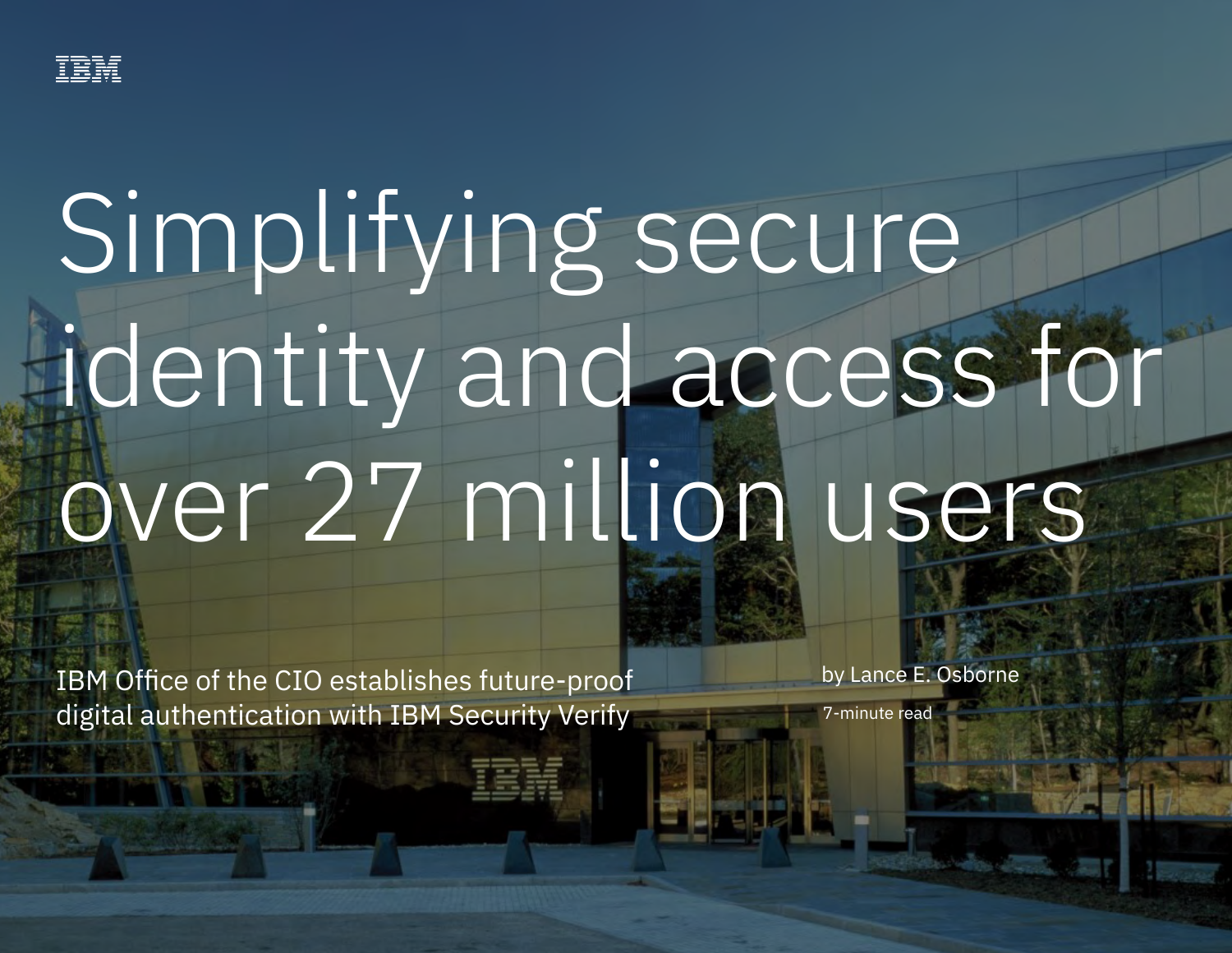IBM

# Simplifying secure identity and access for over 27 million users

IBM Office of the CIO establishes future-proof digital authentication with IBM Security Verify

by Lance E. Osborne

7-minute read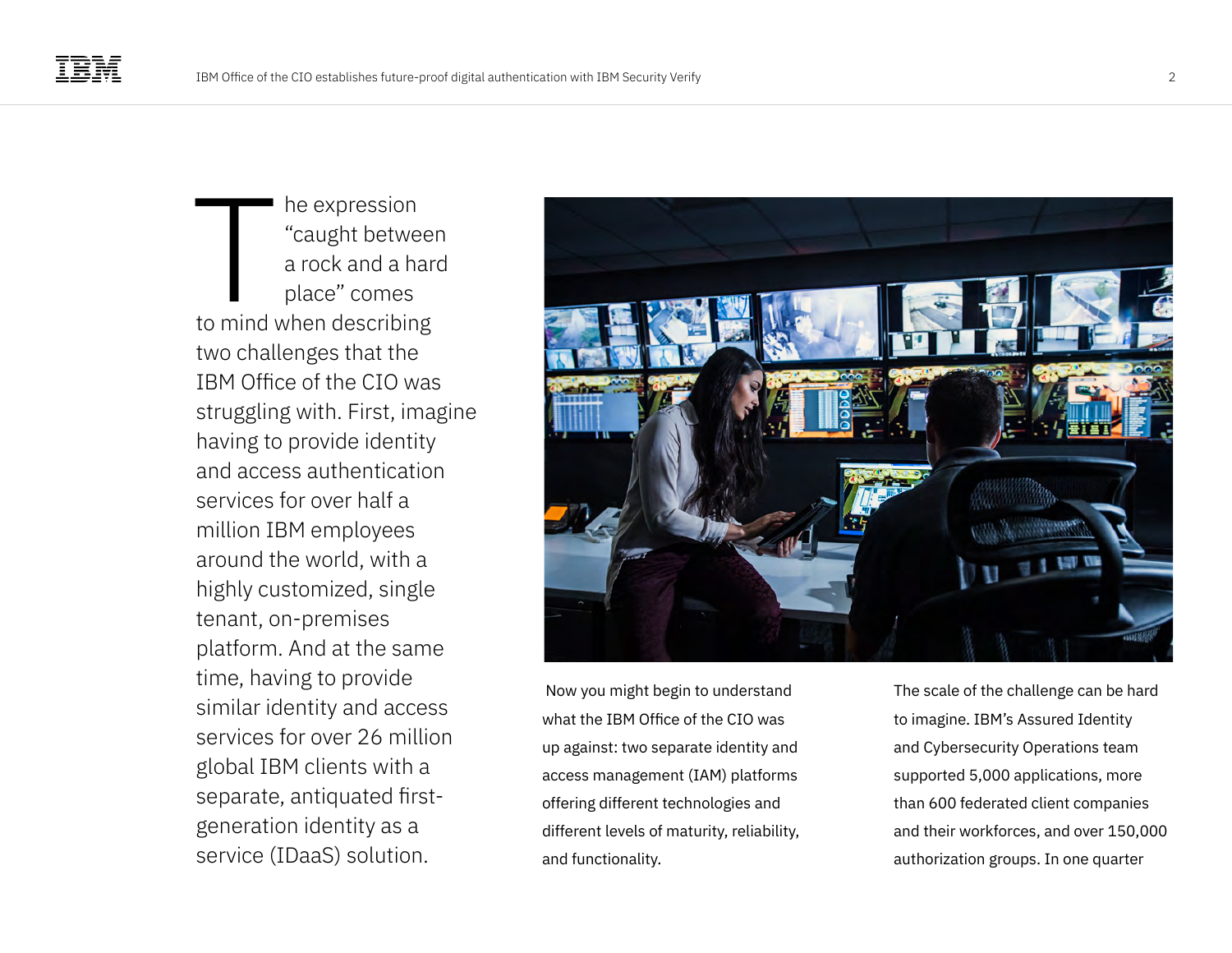The expression "caught between a rock and a hard place" comes to mind when describing two challenges that the IBM Office of the CIO was struggling with. First, imagine having to provide identity and access authentication services for over half a million IBM employees around the world, with a highly customized, single tenant, on-premises platform. And at the same time, having to provide similar identity and access services for over 26 million global IBM clients with a separate, antiquated first-generation identity as a service (IDaaS) solution.

Now you might begin to understand what the IBM Office of the CIO was up against: two separate identity and access management (IAM) platforms offering different technologies and different levels of maturity, reliability, and functionality.

The scale of the challenge can be hard to imagine. IBM's Assured Identity and Cybersecurity Operations team supported 5,000 applications, more than 600 federated client companies and their workforces, and over 150,000 authorization groups. In one quarter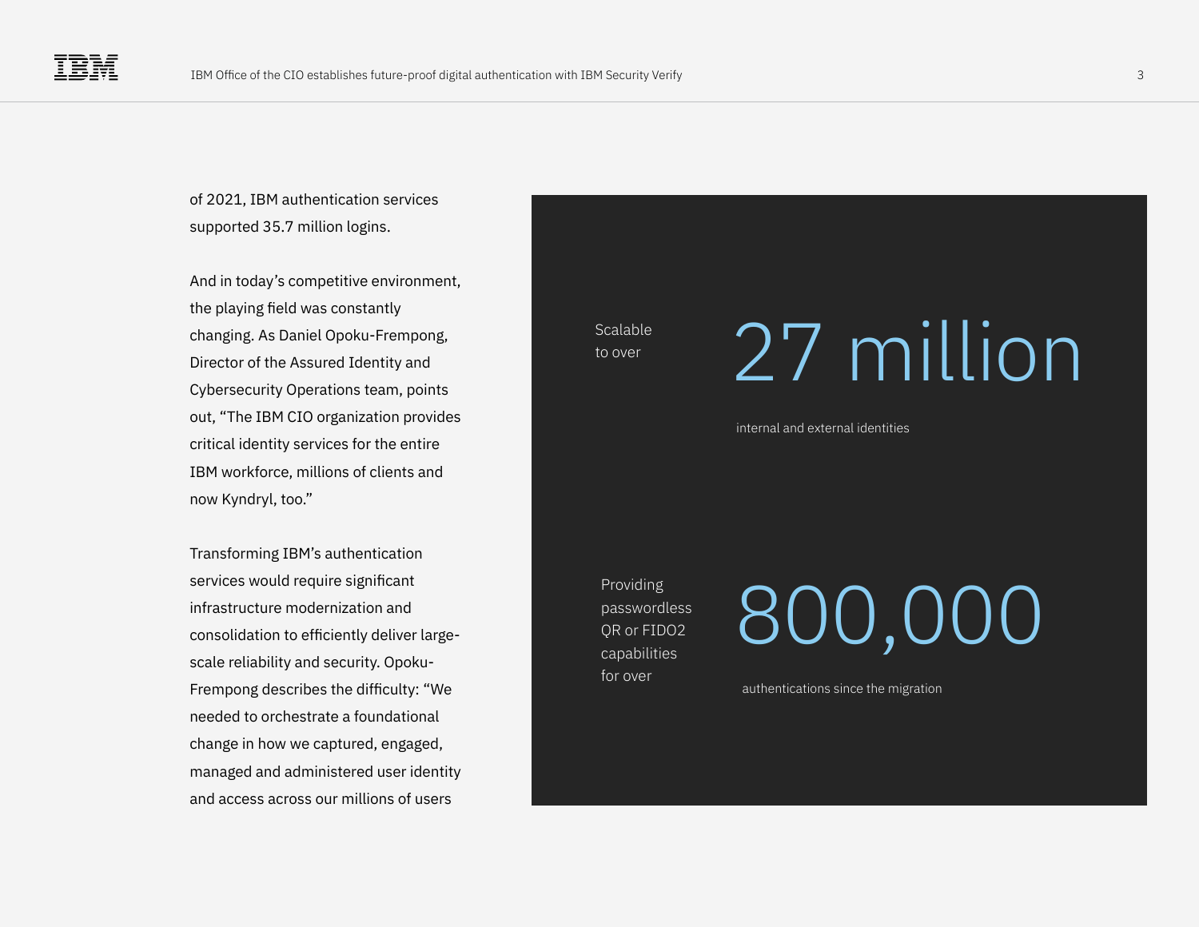of 2021, IBM authentication services supported 35.7 million logins.

And in today's competitive environment, the playing field was constantly changing. As Daniel Opoku-Frempong, Director of the Assured Identity and Cybersecurity Operations team, points out, "The IBM CIO organization provides critical identity services for the entire IBM workforce, millions of clients and now Kyndryl, too."

Transforming IBM's authentication services would require significant infrastructure modernization and consolidation to efficiently deliver large-scale reliability and security. Opoku-Frempong describes the difficulty: "We needed to orchestrate a foundational change in how we captured, engaged, managed and administered user identity and access across our millions of users

Scalable to over

**27 million**

internal and external identities

Providing passwordless QR or FIDO2 capabilities for over

**800,000**

authentications since the migration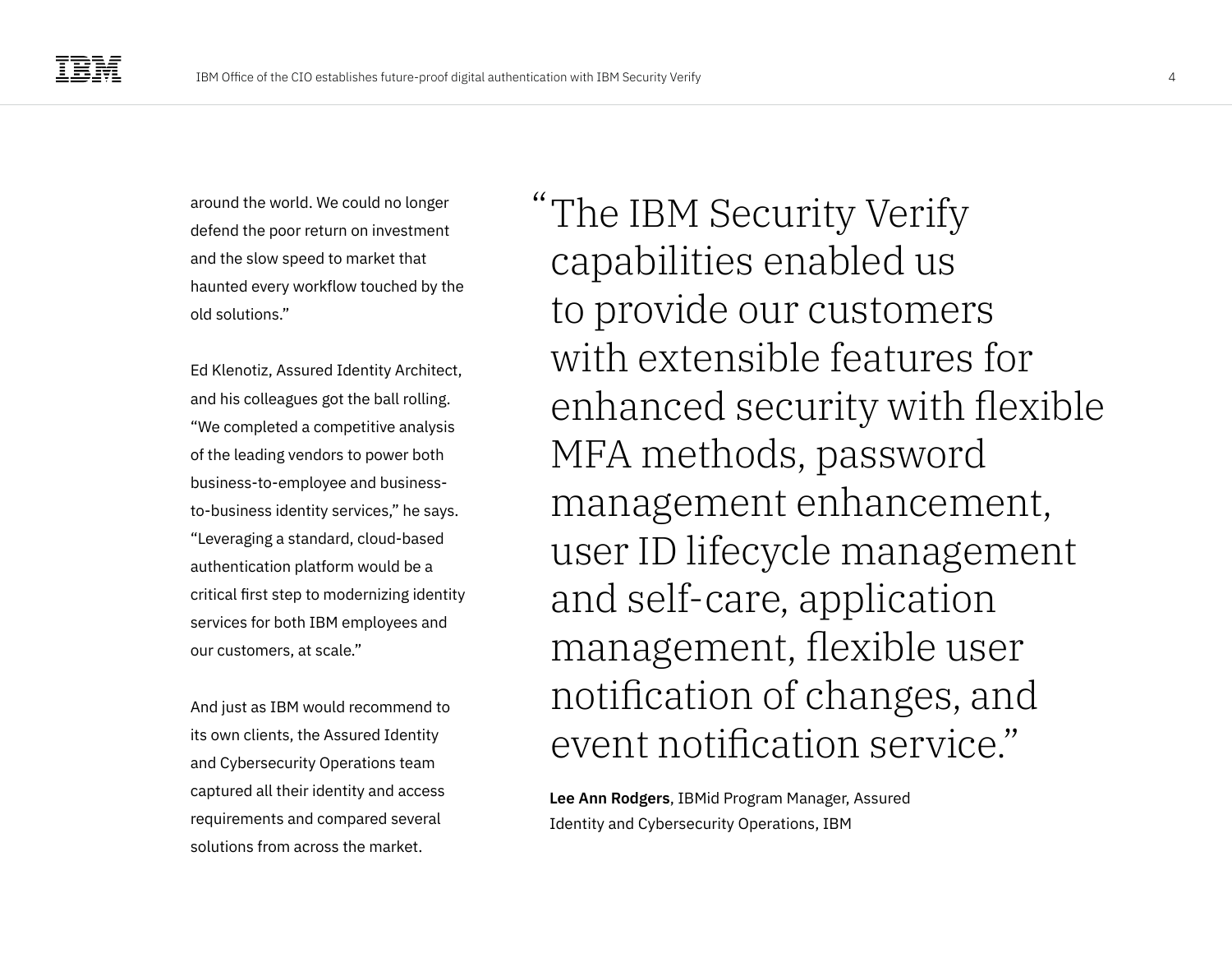around the world. We could no longer defend the poor return on investment and the slow speed to market that haunted every workflow touched by the old solutions."

Ed Klenotiz, Assured Identity Architect, and his colleagues got the ball rolling. "We completed a competitive analysis of the leading vendors to power both business-to-employee and business-to-business identity services," he says. "Leveraging a standard, cloud-based authentication platform would be a critical first step to modernizing identity services for both IBM employees and our customers, at scale."

And just as IBM would recommend to its own clients, the Assured Identity and Cybersecurity Operations team captured all their identity and access requirements and compared several solutions from across the market.

> "The IBM Security Verify capabilities enabled us to provide our customers with extensible features for enhanced security with flexible MFA methods, password management enhancement, user ID lifecycle management and self-care, application management, flexible user notification of changes, and event notification service."
>
> **Lee Ann Rodgers**, IBMid Program Manager, Assured Identity and Cybersecurity Operations, IBM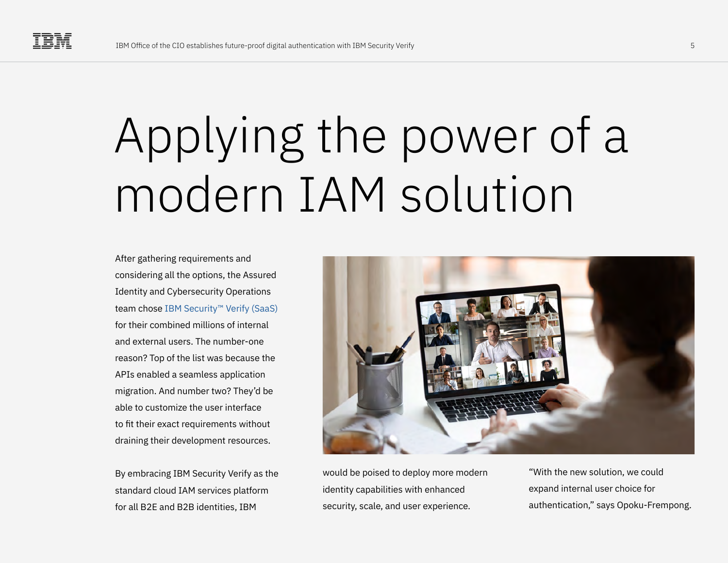# Applying the power of a modern IAM solution

After gathering requirements and considering all the options, the Assured Identity and Cybersecurity Operations team chose IBM Security™ Verify (SaaS) for their combined millions of internal and external users. The number-one reason? Top of the list was because the APIs enabled a seamless application migration. And number two? They'd be able to customize the user interface to fit their exact requirements without draining their development resources.

By embracing IBM Security Verify as the standard cloud IAM services platform for all B2E and B2B identities, IBM would be poised to deploy more modern identity capabilities with enhanced security, scale, and user experience.

"With the new solution, we could expand internal user choice for authentication," says Opoku-Frempong.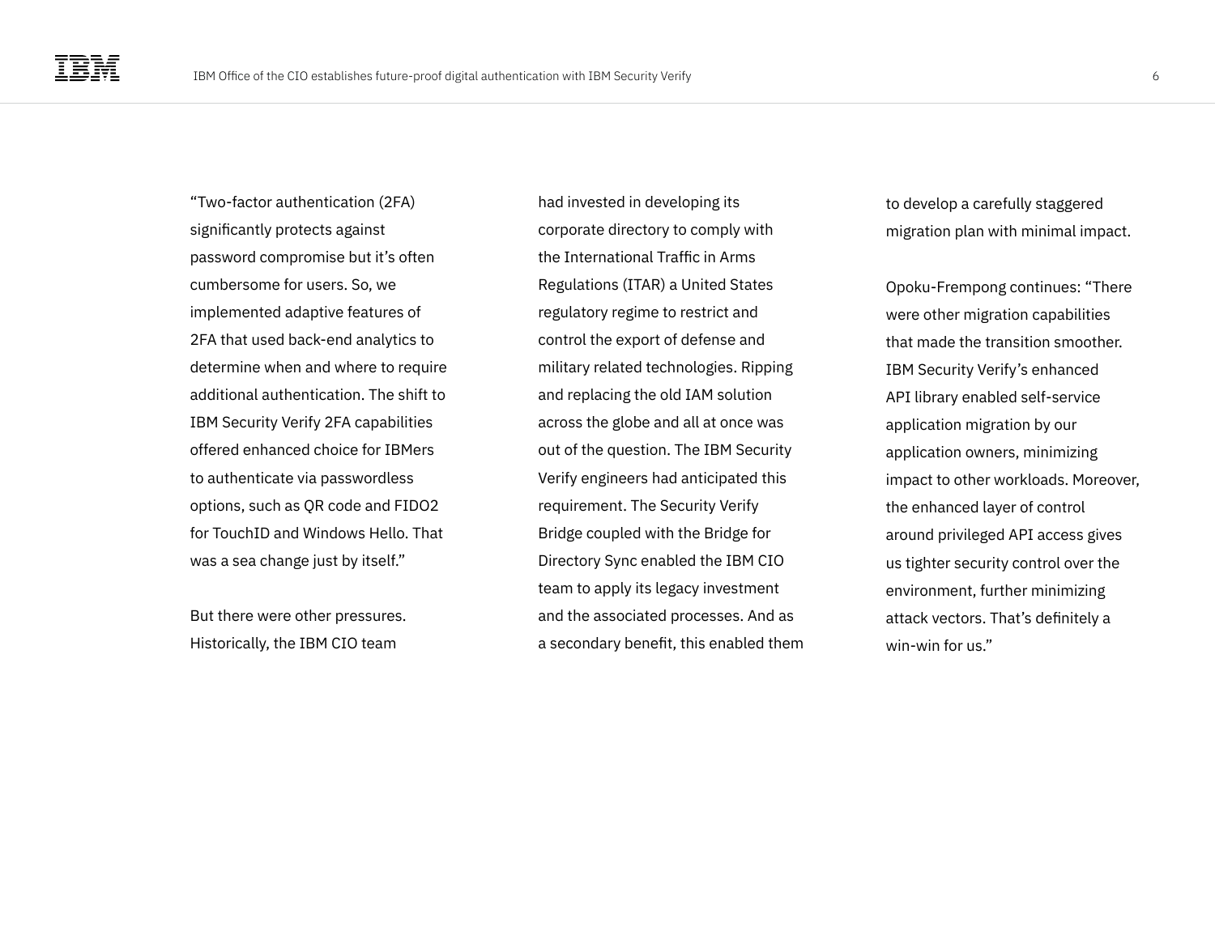"Two-factor authentication (2FA) significantly protects against password compromise but it's often cumbersome for users. So, we implemented adaptive features of 2FA that used back-end analytics to determine when and where to require additional authentication. The shift to IBM Security Verify 2FA capabilities offered enhanced choice for IBMers to authenticate via passwordless options, such as QR code and FIDO2 for TouchID and Windows Hello. That was a sea change just by itself."

But there were other pressures. Historically, the IBM CIO team had invested in developing its corporate directory to comply with the International Traffic in Arms Regulations (ITAR) a United States regulatory regime to restrict and control the export of defense and military related technologies. Ripping and replacing the old IAM solution across the globe and all at once was out of the question. The IBM Security Verify engineers had anticipated this requirement. The Security Verify Bridge coupled with the Bridge for Directory Sync enabled the IBM CIO team to apply its legacy investment and the associated processes. And as a secondary benefit, this enabled them to develop a carefully staggered migration plan with minimal impact.

Opoku-Frempong continues: "There were other migration capabilities that made the transition smoother. IBM Security Verify's enhanced API library enabled self-service application migration by our application owners, minimizing impact to other workloads. Moreover, the enhanced layer of control around privileged API access gives us tighter security control over the environment, further minimizing attack vectors. That's definitely a win-win for us."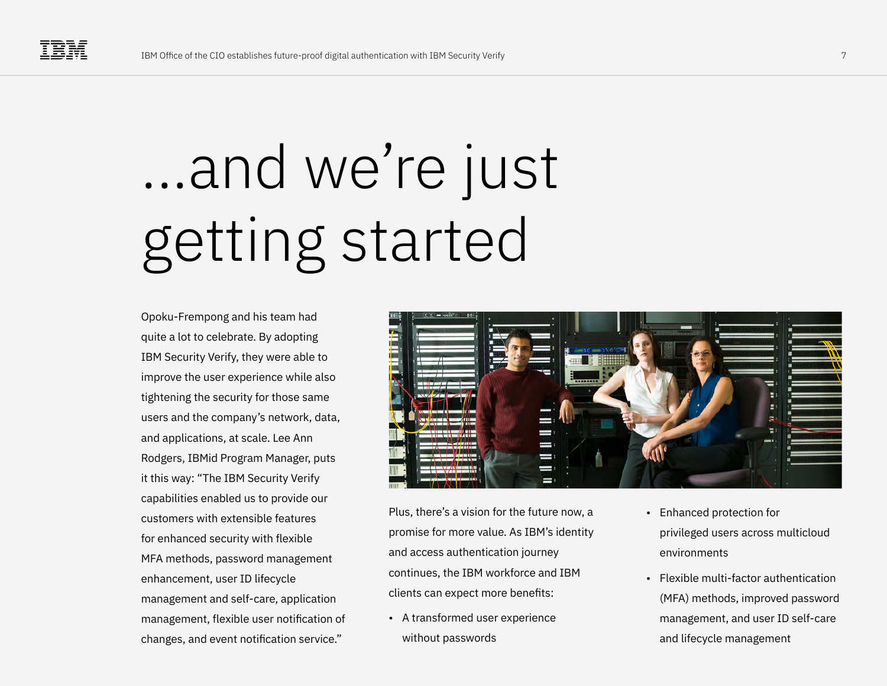# ...and we're just getting started

Opoku-Frempong and his team had quite a lot to celebrate. By adopting IBM Security Verify, they were able to improve the user experience while also tightening the security for those same users and the company's network, data, and applications, at scale. Lee Ann Rodgers, IBMid Program Manager, puts it this way: "The IBM Security Verify capabilities enabled us to provide our customers with extensible features for enhanced security with flexible MFA methods, password management enhancement, user ID lifecycle management and self-care, application management, flexible user notification of changes, and event notification service."

Plus, there's a vision for the future now, a promise for more value. As IBM's identity and access authentication journey continues, the IBM workforce and IBM clients can expect more benefits:

- A transformed user experience without passwords
- Enhanced protection for privileged users across multicloud environments
- Flexible multi-factor authentication (MFA) methods, improved password management, and user ID self-care and lifecycle management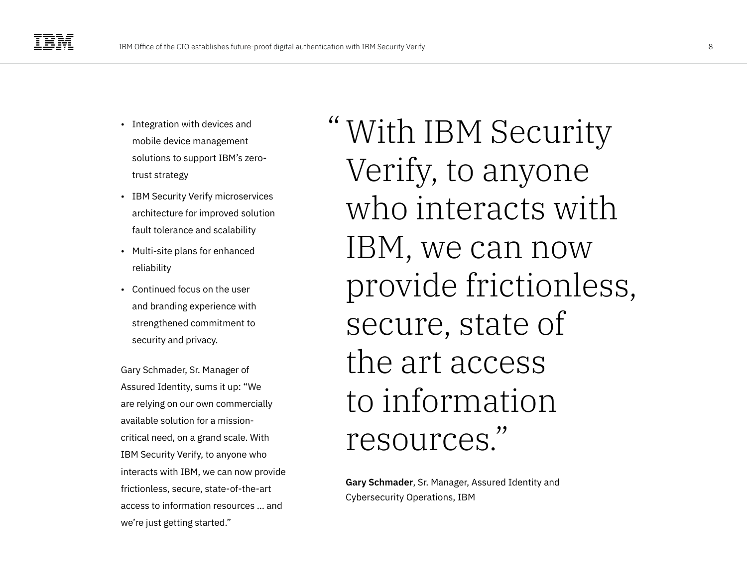- Integration with devices and mobile device management solutions to support IBM's zero-trust strategy
- IBM Security Verify microservices architecture for improved solution fault tolerance and scalability
- Multi-site plans for enhanced reliability
- Continued focus on the user and branding experience with strengthened commitment to security and privacy.

Gary Schmader, Sr. Manager of Assured Identity, sums it up: "We are relying on our own commercially available solution for a mission-critical need, on a grand scale. With IBM Security Verify, to anyone who interacts with IBM, we can now provide frictionless, secure, state-of-the-art access to information resources … and we're just getting started."

> "With IBM Security Verify, to anyone who interacts with IBM, we can now provide frictionless, secure, state of the art access to information resources."

**Gary Schmader**, Sr. Manager, Assured Identity and Cybersecurity Operations, IBM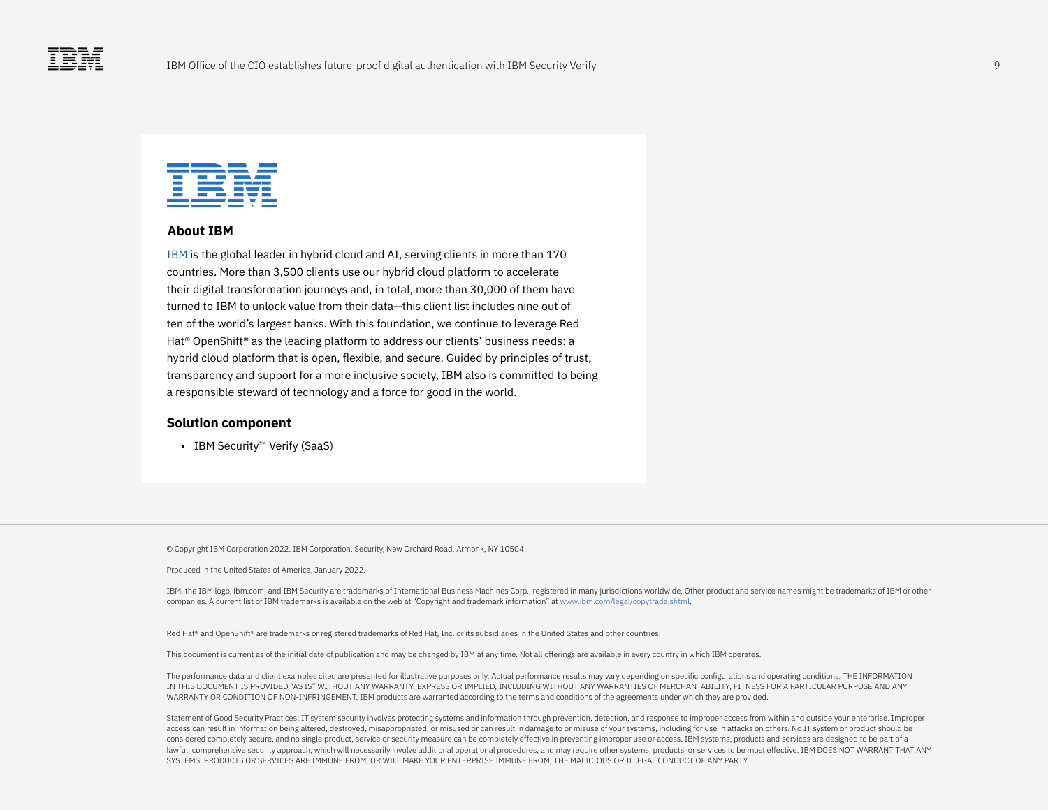## About IBM

IBM is the global leader in hybrid cloud and AI, serving clients in more than 170 countries. More than 3,500 clients use our hybrid cloud platform to accelerate their digital transformation journeys and, in total, more than 30,000 of them have turned to IBM to unlock value from their data—this client list includes nine out of ten of the world's largest banks. With this foundation, we continue to leverage Red Hat® OpenShift® as the leading platform to address our clients' business needs: a hybrid cloud platform that is open, flexible, and secure. Guided by principles of trust, transparency and support for a more inclusive society, IBM also is committed to being a responsible steward of technology and a force for good in the world.

## Solution component

- IBM Security™ Verify (SaaS)

© Copyright IBM Corporation 2022. IBM Corporation, Security, New Orchard Road, Armonk, NY 10504

Produced in the United States of America, January 2022.

IBM, the IBM logo, ibm.com, and IBM Security are trademarks of International Business Machines Corp., registered in many jurisdictions worldwide. Other product and service names might be trademarks of IBM or other companies. A current list of IBM trademarks is available on the web at "Copyright and trademark information" at www.ibm.com/legal/copytrade.shtml.

Red Hat® and OpenShift® are trademarks or registered trademarks of Red Hat, Inc. or its subsidiaries in the United States and other countries.

This document is current as of the initial date of publication and may be changed by IBM at any time. Not all offerings are available in every country in which IBM operates.

The performance data and client examples cited are presented for illustrative purposes only. Actual performance results may vary depending on specific configurations and operating conditions. THE INFORMATION IN THIS DOCUMENT IS PROVIDED "AS IS" WITHOUT ANY WARRANTY, EXPRESS OR IMPLIED, INCLUDING WITHOUT ANY WARRANTIES OF MERCHANTABILITY, FITNESS FOR A PARTICULAR PURPOSE AND ANY WARRANTY OR CONDITION OF NON-INFRINGEMENT. IBM products are warranted according to the terms and conditions of the agreements under which they are provided.

Statement of Good Security Practices: IT system security involves protecting systems and information through prevention, detection, and response to improper access from within and outside your enterprise. Improper access can result in information being altered, destroyed, misappropriated, or misused or can result in damage to or misuse of your systems, including for use in attacks on others. No IT system or product should be considered completely secure, and no single product, service or security measure can be completely effective in preventing improper use or access. IBM systems, products and services are designed to be part of a lawful, comprehensive security approach, which will necessarily involve additional operational procedures, and may require other systems, products, or services to be most effective. IBM DOES NOT WARRANT THAT ANY SYSTEMS, PRODUCTS OR SERVICES ARE IMMUNE FROM, OR WILL MAKE YOUR ENTERPRISE IMMUNE FROM, THE MALICIOUS OR ILLEGAL CONDUCT OF ANY PARTY